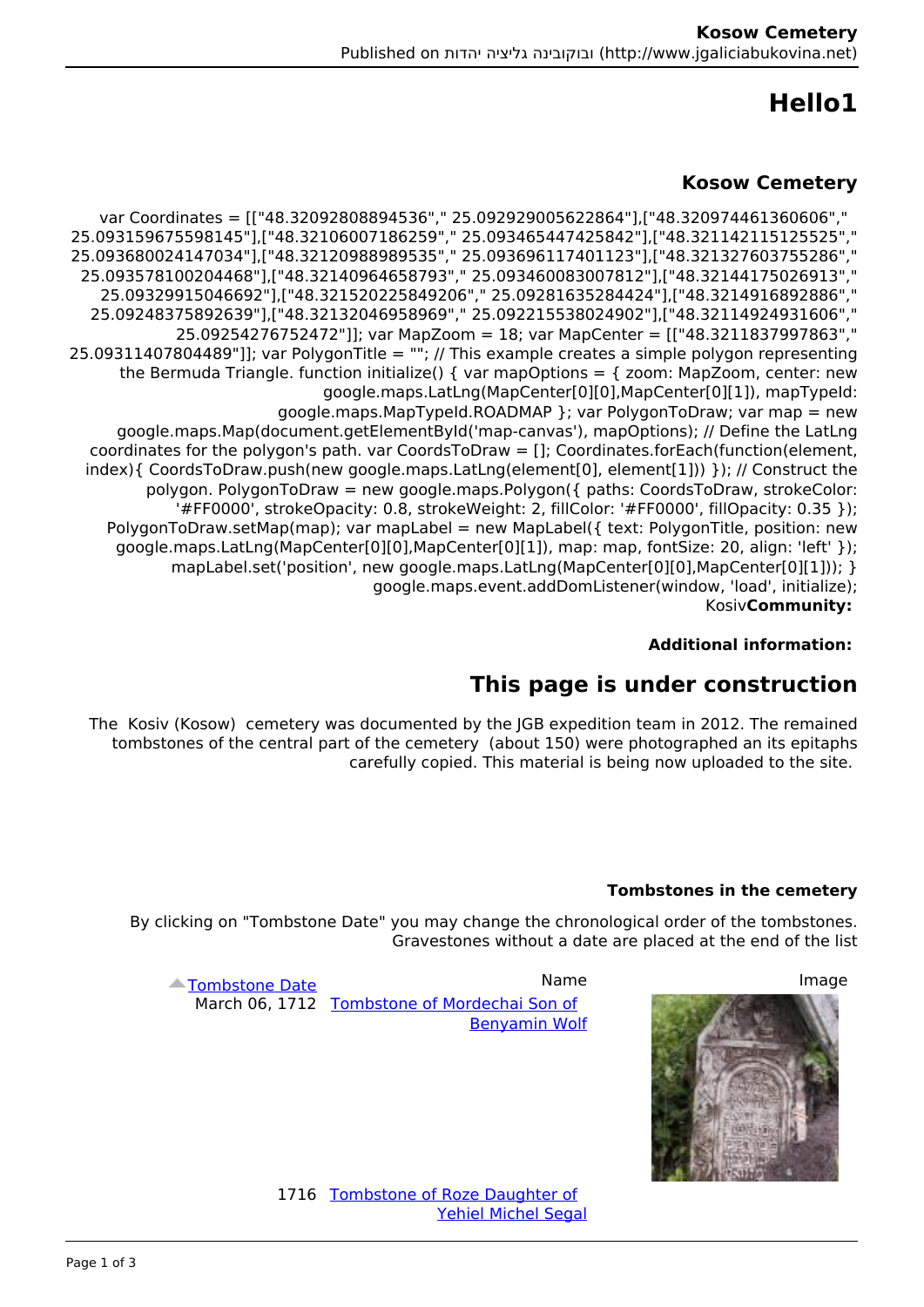# Hello1

### Kosow Cemetery

var Coordinates = [["48.32092808894536"," 25.092929005622864"],["48.320974461360606"," 25.093159675598145"],["48.32106007186259"," 25.093465447425842"],["48.321142115125525"," 25.093680024147034"],["48.32120988989535"," 25.093696117401123"],["48.321327603755286"," 25.093578100204468"],["48.32140964658793"," 25.093460083007812"],["48.32144175026913"," 25.09329915046692"],["48.321520225849206"," 25.09281635284424"],["48.3214916892886"," 25.09248375892639"],["48.32132046958969"," 25.092215538024902"],["48.32114924931606"," 25.09254276752472"]]; var MapZoom = 18; var MapCenter = [["48.3211837997863"," 25.09311407804489"]]; var PolygonTitle = ""; // This example creates a simple polygon representing the Bermuda Triangle. function initialize() { var mapOptions = { zoom: MapZoom, center: new google.maps.LatLng(MapCenter[0][0],MapCenter[0][1]), mapTypeId: google.maps.MapTypeId.ROADMAP }; var PolygonToDraw; var map = new google.maps.Map(document.getElementById('map-canvas'), mapOptions); // Define the LatLng coordinates for the polygon's path. var CoordsToDraw = []; Coordinates.forEach(function(element, index){ CoordsToDraw.push(new google.maps.LatLng(element[0], element[1])) }); // Construct the polygon. PolygonToDraw = new google.maps.Polygon({ paths: CoordsToDraw, strokeColor: '#FF0000', strokeOpacity: 0.8, strokeWeight: 2, fillColor: '#FF0000', fillOpacity: 0.35 }); PolygonToDraw.setMap(map); var mapLabel = new MapLabel({ text: PolygonTitle, position: new google.maps.LatLng(MapCenter[0][0],MapCenter[0][1]), map: map, fontSize: 20, align: 'left' }); mapLabel.set('position', new google.maps.LatLng(MapCenter[0][0],MapCenter[0][1])); } google.maps.event.addDomListener(window, 'load', initialize);

Kosiv**Community:**

**Additional information:**

## This page is under construction

The Kosiv (Kosow) cemetery was documented by the JGB expedition team in 2012. The remained tombstones of the central part of the cemetery (about 150) were photographed an its epitaphs carefully copied. This material is being now uploaded to the site.

**Tombstones in the cemetery**

By clicking on "Tombstone Date" you may change the chronological order of the tombstones. Gravestones without a date are placed at the end of the list

| Tombstone Date | Name | Image |
|---|---|---|
| March 06, 1712 | Tombstone of Mordechai Son of Benyamin Wolf | |
| 1716 | Tombstone of Roze Daughter of Yehiel Michel Segal | |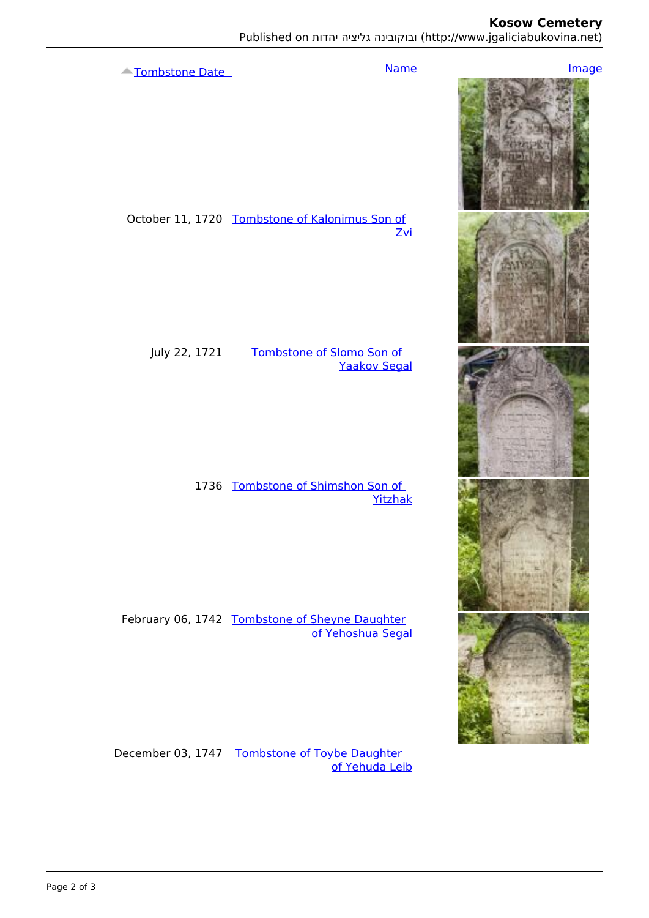| Tombstone Date | Name | Image |
| --- | --- | --- |
| October 11, 1720 | Tombstone of Kalonimus Son of Zvi | |
| July 22, 1721 | Tombstone of Slomo Son of Yaakov Segal | |
| 1736 | Tombstone of Shimshon Son of Yitzhak | |
| February 06, 1742 | Tombstone of Sheyne Daughter of Yehoshua Segal | |
| December 03, 1747 | Tombstone of Toybe Daughter of Yehuda Leib | |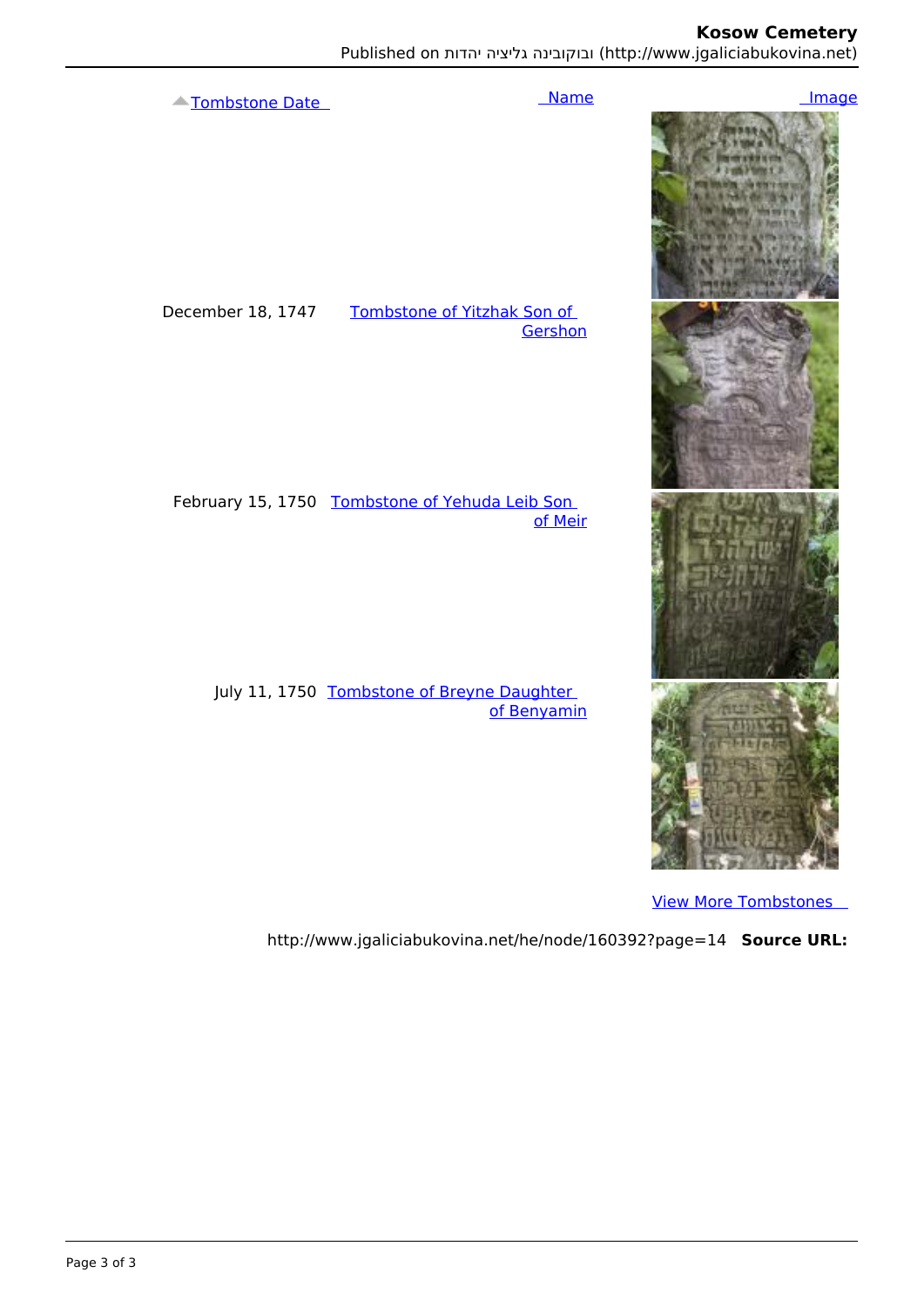| Tombstone Date | Name | Image |
| --- | --- | --- |
| | | |
| December 18, 1747 | Tombstone of Yitzhak Son of Gershon | |
| February 15, 1750 | Tombstone of Yehuda Leib Son of Meir | |
| July 11, 1750 | Tombstone of Breyne Daughter of Benyamin | |

View More Tombstones

**Source URL:** http://www.jgaliciabukovina.net/he/node/160392?page=14